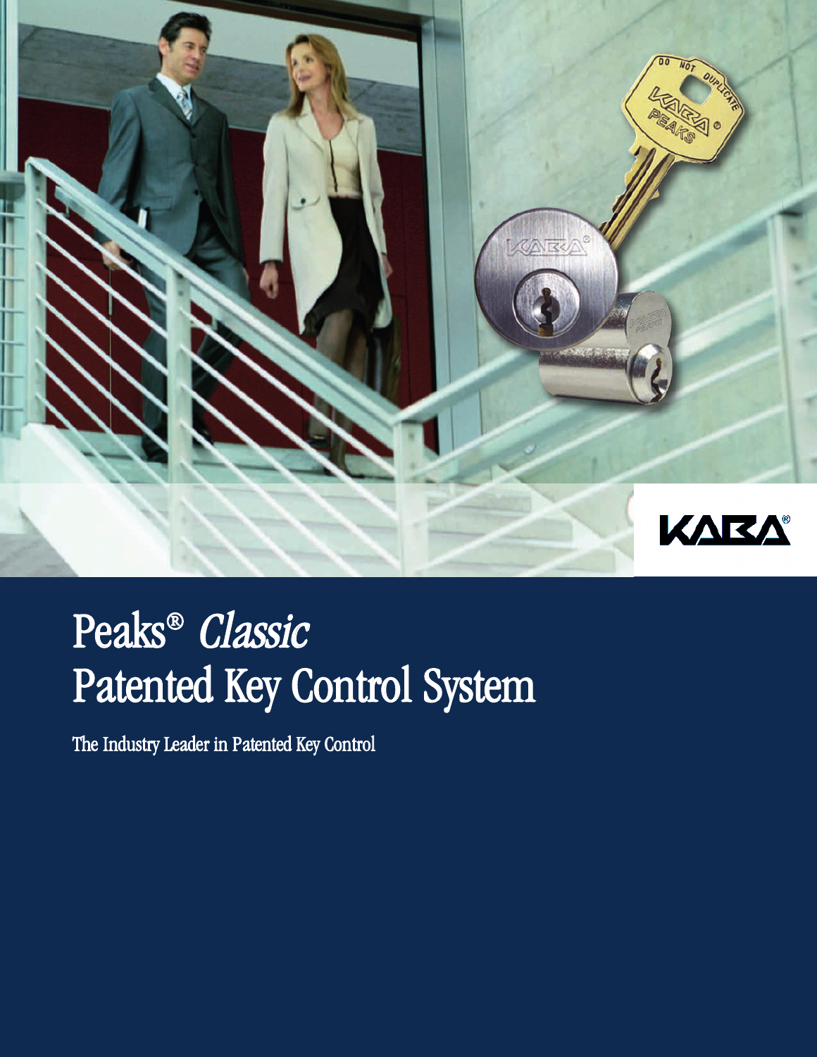# Peaks® *Classic*
# Patented Key Control System

The Industry Leader in Patented Key Control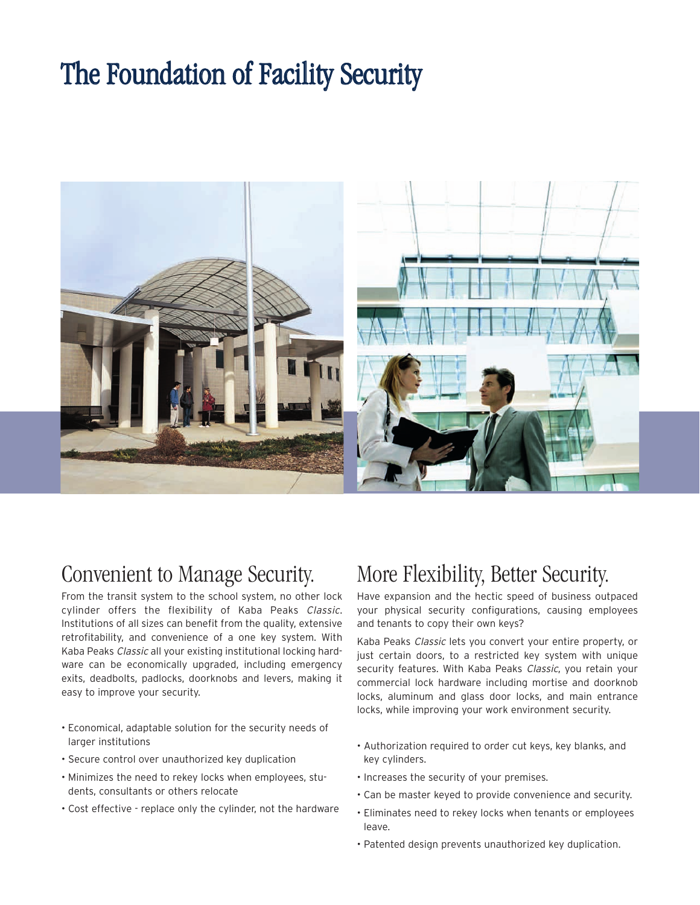# The Foundation of Facility Security

## Convenient to Manage Security.

From the transit system to the school system, no other lock cylinder offers the flexibility of Kaba Peaks *Classic*. Institutions of all sizes can benefit from the quality, extensive retrofitability, and convenience of a one key system. With Kaba Peaks *Classic* all your existing institutional locking hardware can be economically upgraded, including emergency exits, deadbolts, padlocks, doorknobs and levers, making it easy to improve your security.

- Economical, adaptable solution for the security needs of larger institutions
- Secure control over unauthorized key duplication
- Minimizes the need to rekey locks when employees, students, consultants or others relocate
- Cost effective - replace only the cylinder, not the hardware

## More Flexibility, Better Security.

Have expansion and the hectic speed of business outpaced your physical security configurations, causing employees and tenants to copy their own keys?

Kaba Peaks *Classic* lets you convert your entire property, or just certain doors, to a restricted key system with unique security features. With Kaba Peaks *Classic*, you retain your commercial lock hardware including mortise and doorknob locks, aluminum and glass door locks, and main entrance locks, while improving your work environment security.

- Authorization required to order cut keys, key blanks, and key cylinders.
- Increases the security of your premises.
- Can be master keyed to provide convenience and security.
- Eliminates need to rekey locks when tenants or employees leave.
- Patented design prevents unauthorized key duplication.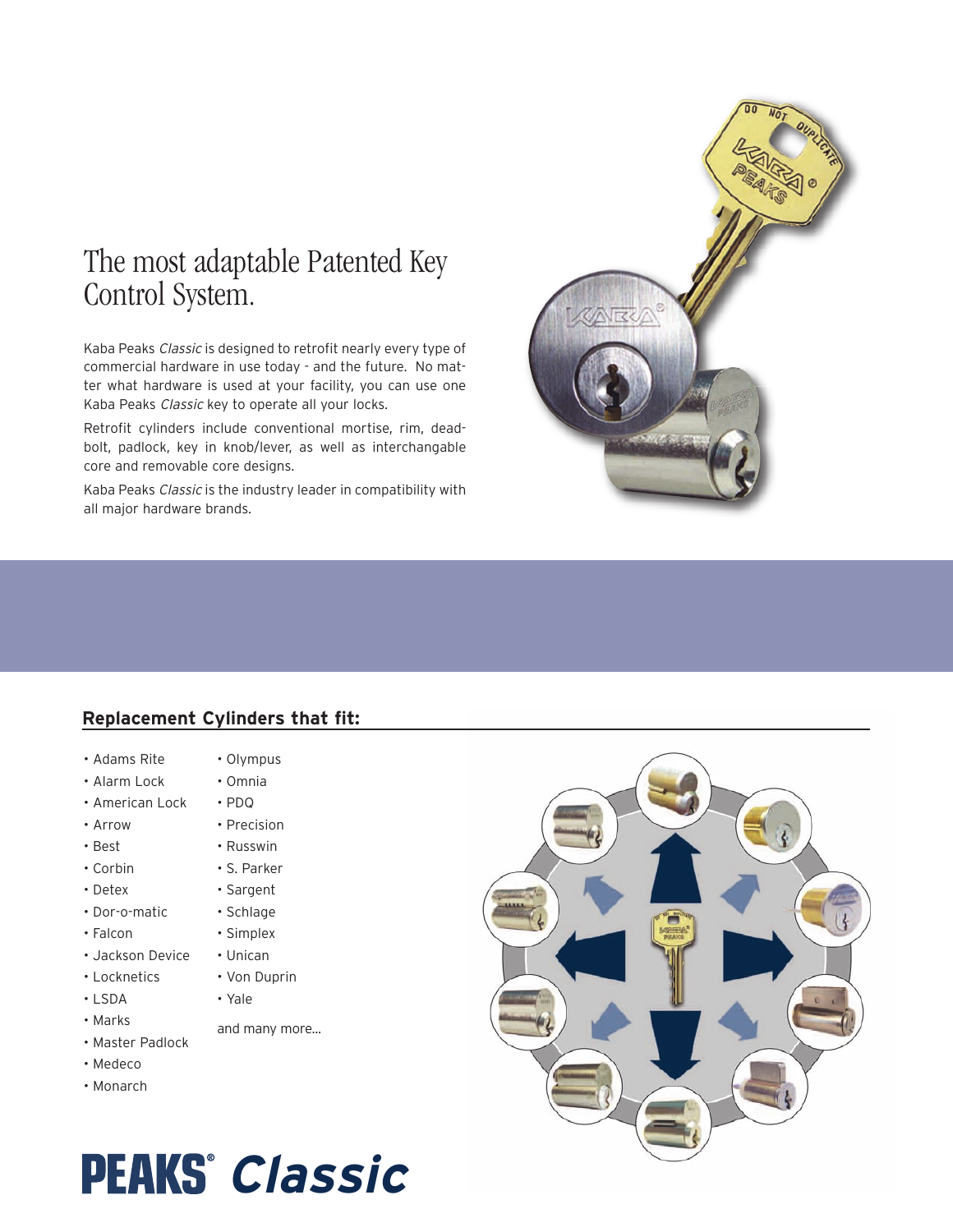# The most adaptable Patented Key Control System.

Kaba Peaks *Classic* is designed to retrofit nearly every type of commercial hardware in use today - and the future. No matter what hardware is used at your facility, you can use one Kaba Peaks *Classic* key to operate all your locks.

Retrofit cylinders include conventional mortise, rim, deadbolt, padlock, key in knob/lever, as well as interchangable core and removable core designs.

Kaba Peaks *Classic* is the industry leader in compatibility with all major hardware brands.

## Replacement Cylinders that fit:

- Adams Rite
- Alarm Lock
- American Lock
- Arrow
- Best
- Corbin
- Detex
- Dor-o-matic
- Falcon
- Jackson Device
- Locknetics
- LSDA
- Marks
- Master Padlock
- Medeco
- Monarch
- Olympus
- Omnia
- PDQ
- Precision
- Russwin
- S. Parker
- Sargent
- Schlage
- Simplex
- Unican
- Von Duprin
- Yale

and many more...

**PEAKS® *Classic***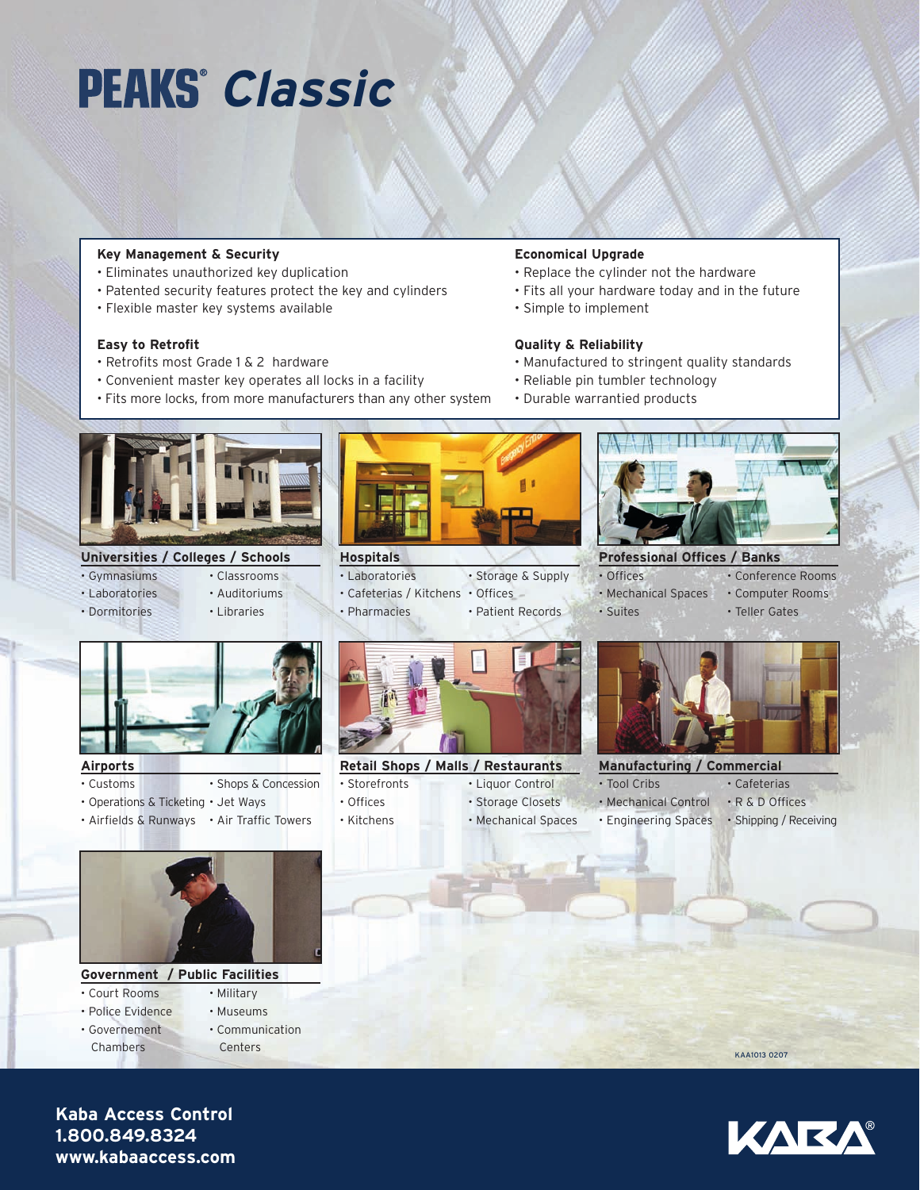# PEAKS® *Classic*

**Key Management & Security**

- Eliminates unauthorized key duplication
- Patented security features protect the key and cylinders
- Flexible master key systems available

**Easy to Retrofit**

- Retrofits most Grade 1 & 2 hardware
- Convenient master key operates all locks in a facility
- Fits more locks, from more manufacturers than any other system

**Economical Upgrade**

- Replace the cylinder not the hardware
- Fits all your hardware today and in the future
- Simple to implement

**Quality & Reliability**

- Manufactured to stringent quality standards
- Reliable pin tumbler technology
- Durable warrantied products

**Universities / Colleges / Schools**

- Gymnasiums
- Laboratories
- Dormitories
- Classrooms
- Auditoriums
- Libraries

**Hospitals**

- Laboratories
- Cafeterias / Kitchens
- Pharmacies
- Storage & Supply
- Offices
- Patient Records

**Professional Offices / Banks**

- Offices
- Mechanical Spaces
- Suites
- Conference Rooms
- Computer Rooms
- Teller Gates

**Airports**

- Customs
- Operations & Ticketing
- Airfields & Runways
- Shops & Concession
- Jet Ways
- Air Traffic Towers

**Retail Shops / Malls / Restaurants**

- Storefronts
- Offices
- Kitchens
- Liquor Control
- Storage Closets
- Mechanical Spaces

**Manufacturing / Commercial**

- Tool Cribs
- Mechanical Control
- Engineering Spaces
- Cafeterias
- R & D Offices
- Shipping / Receiving

**Government / Public Facilities**

- Court Rooms
- Police Evidence
- Governement Chambers
- Military
- Museums
- Communication Centers

KAA1013 0207

**Kaba Access Control**
**1.800.849.8324**
**www.kabaaccess.com**

KABA®